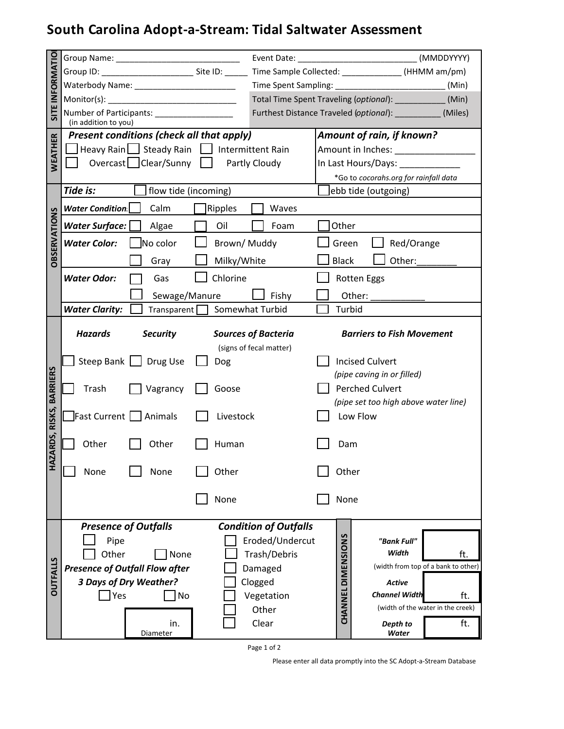# South Carolina Adopt-a-Stream: Tidal Saltwater Assessment

## SITE INFORMATION

Group Name: ____________________________ Event Date: __________________________ (MMDDYYYY)

Group ID: ____________________ Site ID: _____ Time Sample Collected: _____________ (HHMM am/pm)

Waterbody Name: _______________________ Time Spent Sampling: _________________________ (Min)

Monitor(s): ______________________________ Total Time Spent Traveling (*optional*): ___________ (Min)

Number of Participants: _________________ (in addition to you) Furthest Distance Traveled (*optional*): __________ (Miles)

## WEATHER

***Present conditions (check all that apply)***

☐ Heavy Rain ☐ Steady Rain ☐ Intermittent Rain

☐ Overcast ☐ Clear/Sunny ☐ Partly Cloudy

***Amount of rain, if known?***

Amount in Inches: ________________

In Last Hours/Days: ____________

*Go to *cocorahs.org* for rainfall data

## OBSERVATIONS

***Tide is:*** ☐ flow tide (incoming) ☐ ebb tide (outgoing)

***Water Condition:*** ☐ Calm ☐ Ripples ☐ Waves

***Water Surface:*** ☐ Algae ☐ Oil ☐ Foam ☐ Other

***Water Color:*** ☐ No color ☐ Brown/ Muddy ☐ Green ☐ Red/Orange ☐ Gray ☐ Milky/White ☐ Black ☐ Other:________

***Water Odor:*** ☐ Gas ☐ Chlorine ☐ Rotten Eggs ☐ Sewage/Manure ☐ Fishy ☐ Other: ___________

***Water Clarity:*** ☐ Transparent ☐ Somewhat Turbid ☐ Turbid

## HAZARDS, RISKS, BARRIERS

| ***Hazards*** | ***Security*** | ***Sources of Bacteria*** (signs of fecal matter) | ***Barriers to Fish Movement*** |
|---|---|---|---|
| ☐ Steep Bank | ☐ Drug Use | ☐ Dog | ☐ Incised Culvert *(pipe caving in or filled)* |
| ☐ Trash | ☐ Vagrancy | ☐ Goose | ☐ Perched Culvert *(pipe set too high above water line)* |
| ☐ Fast Current | ☐ Animals | ☐ Livestock | ☐ Low Flow |
| ☐ Other | ☐ Other | ☐ Human | ☐ Dam |
| ☐ None | ☐ None | ☐ Other | ☐ Other |
| | | ☐ None | ☐ None |

## OUTFALLS

***Presence of Outfalls***

☐ Pipe

☐ Other ☐ None

***Presence of Outfall Flow after 3 Days of Dry Weather?***

☐ Yes ☐ No

_____ in. Diameter

***Condition of Outfalls***

☐ Eroded/Undercut

☐ Trash/Debris

☐ Damaged

☐ Clogged

☐ Vegetation

☐ Other

☐ Clear

### CHANNEL DIMENSIONS

***"Bank Full" Width*** _____ ft. (width from top of a bank to other)

***Active Channel Width*** _____ ft. (width of the water in the creek)

***Depth to Water*** _____ ft.

Please enter all data promptly into the SC Adopt-a-Stream Database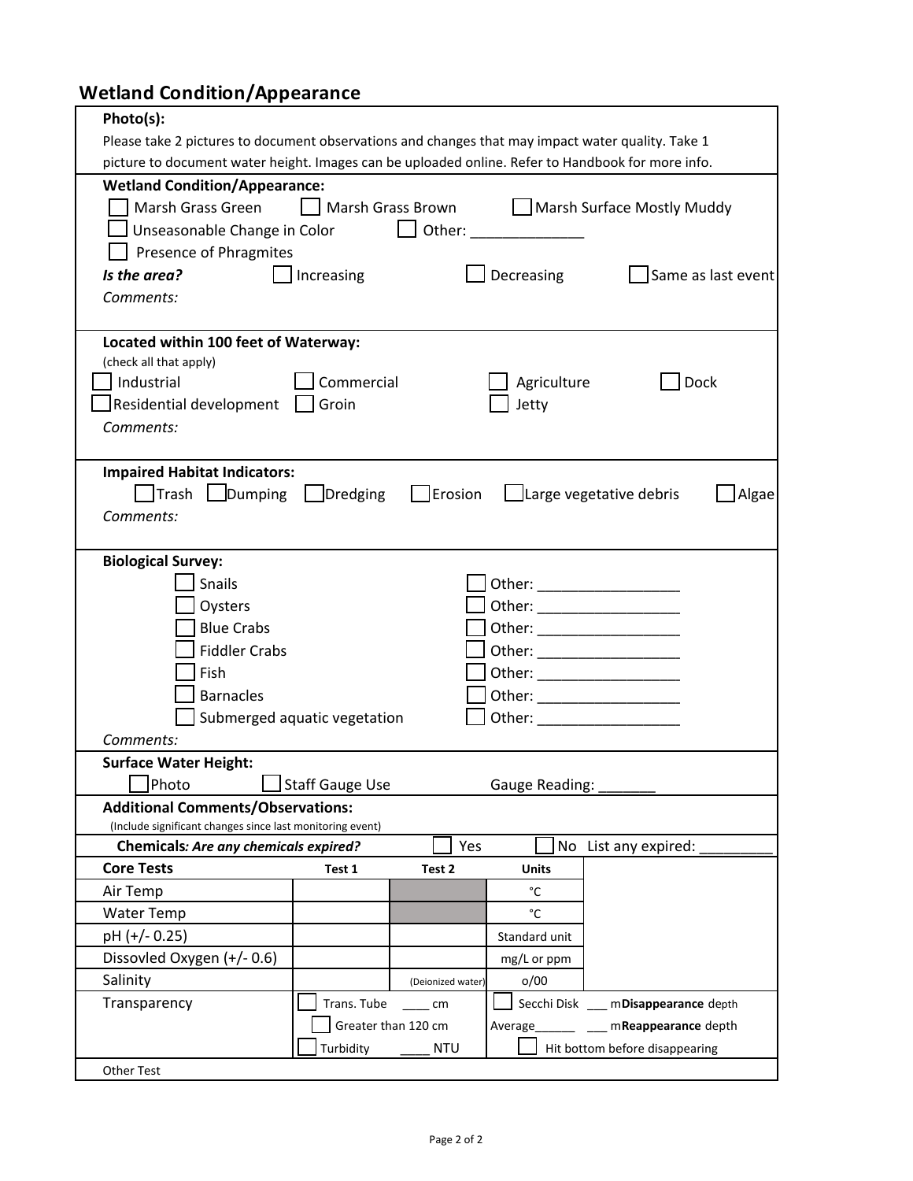## Wetland Condition/Appearance

**Photo(s):**

Please take 2 pictures to document observations and changes that may impact water quality. Take 1 picture to document water height. Images can be uploaded online. Refer to Handbook for more info.

**Wetland Condition/Appearance:**

☐ Marsh Grass Green ☐ Marsh Grass Brown ☐ Marsh Surface Mostly Muddy

☐ Unseasonable Change in Color ☐ Other: ______________

☐ Presence of Phragmites

***Is the area?*** ☐ Increasing ☐ Decreasing ☐ Same as last event

*Comments:*

**Located within 100 feet of Waterway:**

(check all that apply)

☐ Industrial ☐ Commercial ☐ Agriculture ☐ Dock

☐ Residential development ☐ Groin ☐ Jetty

*Comments:*

**Impaired Habitat Indicators:**

☐ Trash ☐ Dumping ☐ Dredging ☐ Erosion ☐ Large vegetative debris ☐ Algae

*Comments:*

**Biological Survey:**

☐ Snails ☐ Other: __________________

☐ Oysters ☐ Other: __________________

☐ Blue Crabs ☐ Other: __________________

☐ Fiddler Crabs ☐ Other: __________________

☐ Fish ☐ Other: __________________

☐ Barnacles ☐ Other: __________________

☐ Submerged aquatic vegetation ☐ Other: __________________

*Comments:*

**Surface Water Height:**

☐ Photo ☐ Staff Gauge Use Gauge Reading: _______

**Additional Comments/Observations:**

(Include significant changes since last monitoring event)

***Chemicals****: Are any chemicals expired?* ☐ Yes ☐ No List any expired: _________

| Core Tests | Test 1 | Test 2 | Units | |
|---|---|---|---|---|
| Air Temp | | | °C | |
| Water Temp | | | °C | |
| pH (+/- 0.25) | | | Standard unit | |
| Dissovled Oxygen (+/- 0.6) | | | mg/L or ppm | |
| Salinity | | (Deionized water) | o/00 | |
| Transparency | ☐ Trans. Tube | ____ cm | ☐ Secchi Disk ___ m**Disappearance** depth | |
| | ☐ Greater than 120 cm | | Average______ ___ m**Reappearance** depth | |
| | ☐ Turbidity | ____ NTU | ☐ Hit bottom before disappearing | |
| Other Test | | | | |